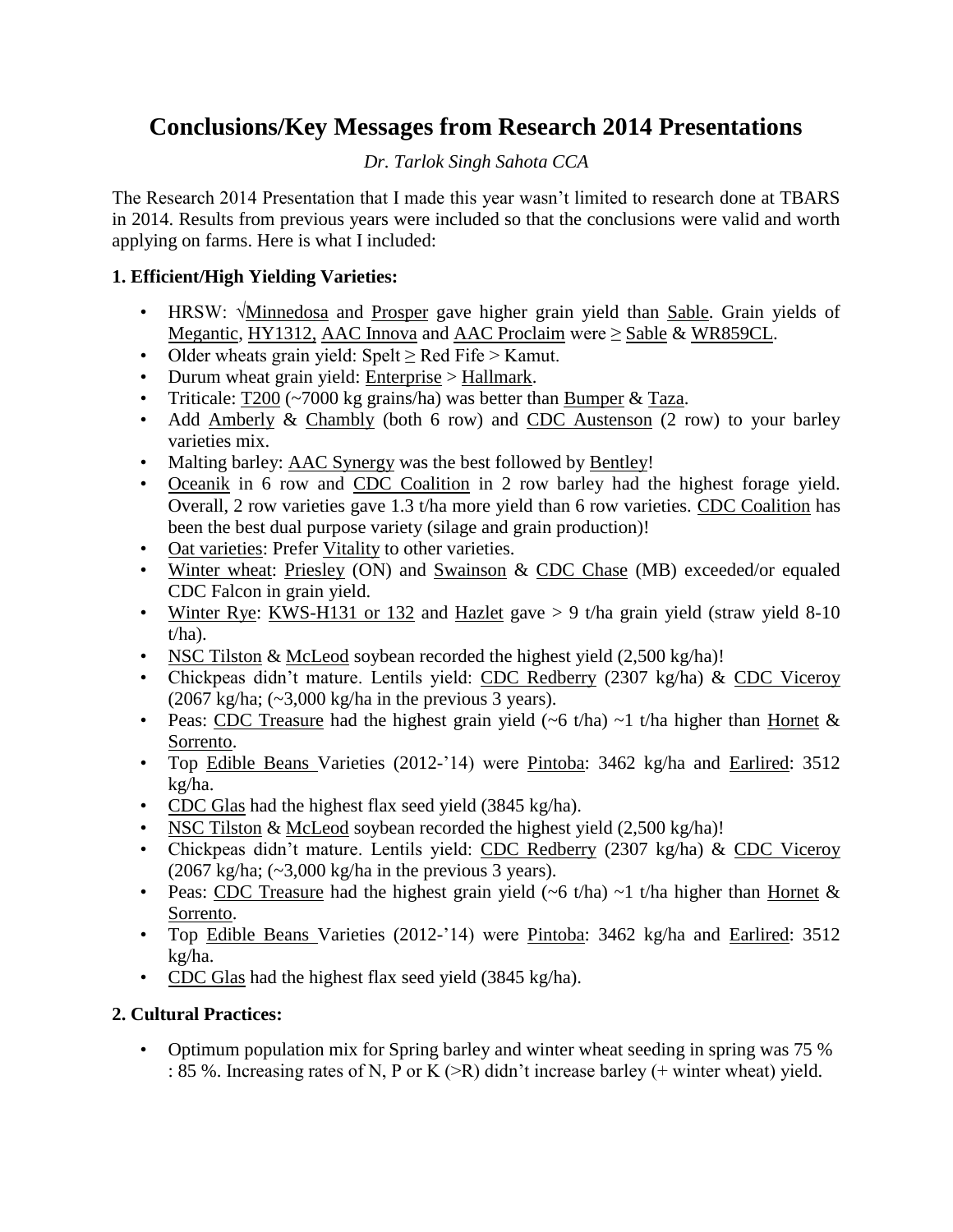# Conclusions/Key Messages from Research 2014 Presentations

*Dr. Tarlok Singh Sahota CCA*

The Research 2014 Presentation that I made this year wasn't limited to research done at TBARS in 2014. Results from previous years were included so that the conclusions were valid and worth applying on farms. Here is what I included:

**1. Efficient/High Yielding Varieties:**

- HRSW: √Minnedosa and Prosper gave higher grain yield than Sable. Grain yields of Megantic, HY1312, AAC Innova and AAC Proclaim were ≥ Sable & WR859CL.
- Older wheats grain yield: Spelt ≥ Red Fife > Kamut.
- Durum wheat grain yield: Enterprise > Hallmark.
- Triticale: T200 (~7000 kg grains/ha) was better than Bumper & Taza.
- Add Amberly & Chambly (both 6 row) and CDC Austenson (2 row) to your barley varieties mix.
- Malting barley: AAC Synergy was the best followed by Bentley!
- Oceanik in 6 row and CDC Coalition in 2 row barley had the highest forage yield. Overall, 2 row varieties gave 1.3 t/ha more yield than 6 row varieties. CDC Coalition has been the best dual purpose variety (silage and grain production)!
- Oat varieties: Prefer Vitality to other varieties.
- Winter wheat: Priesley (ON) and Swainson & CDC Chase (MB) exceeded/or equaled CDC Falcon in grain yield.
- Winter Rye: KWS-H131 or 132 and Hazlet gave > 9 t/ha grain yield (straw yield 8-10 t/ha).
- NSC Tilston & McLeod soybean recorded the highest yield (2,500 kg/ha)!
- Chickpeas didn't mature. Lentils yield: CDC Redberry (2307 kg/ha) & CDC Viceroy (2067 kg/ha; (~3,000 kg/ha in the previous 3 years).
- Peas: CDC Treasure had the highest grain yield (~6 t/ha) ~1 t/ha higher than Hornet & Sorrento.
- Top Edible Beans Varieties (2012-'14) were Pintoba: 3462 kg/ha and Earlired: 3512 kg/ha.
- CDC Glas had the highest flax seed yield (3845 kg/ha).
- NSC Tilston & McLeod soybean recorded the highest yield (2,500 kg/ha)!
- Chickpeas didn't mature. Lentils yield: CDC Redberry (2307 kg/ha) & CDC Viceroy (2067 kg/ha; (~3,000 kg/ha in the previous 3 years).
- Peas: CDC Treasure had the highest grain yield (~6 t/ha) ~1 t/ha higher than Hornet & Sorrento.
- Top Edible Beans Varieties (2012-'14) were Pintoba: 3462 kg/ha and Earlired: 3512 kg/ha.
- CDC Glas had the highest flax seed yield (3845 kg/ha).

**2. Cultural Practices:**

- Optimum population mix for Spring barley and winter wheat seeding in spring was 75 % : 85 %. Increasing rates of N, P or K (>R) didn't increase barley (+ winter wheat) yield.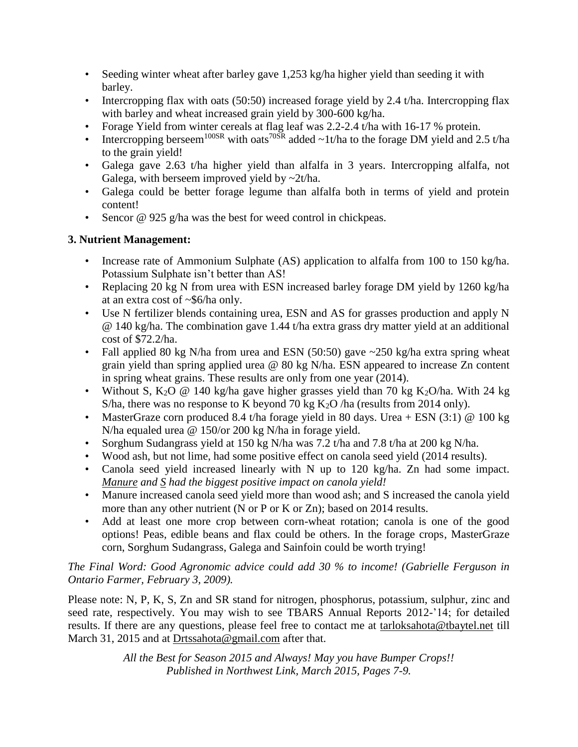- Seeding winter wheat after barley gave 1,253 kg/ha higher yield than seeding it with barley.
- Intercropping flax with oats (50:50) increased forage yield by 2.4 t/ha. Intercropping flax with barley and wheat increased grain yield by 300-600 kg/ha.
- Forage Yield from winter cereals at flag leaf was 2.2-2.4 t/ha with 16-17 % protein.
- Intercropping berseem$^{100SR}$ with oats$^{70SR}$ added ~1t/ha to the forage DM yield and 2.5 t/ha to the grain yield!
- Galega gave 2.63 t/ha higher yield than alfalfa in 3 years. Intercropping alfalfa, not Galega, with berseem improved yield by ~2t/ha.
- Galega could be better forage legume than alfalfa both in terms of yield and protein content!
- Sencor @ 925 g/ha was the best for weed control in chickpeas.

**3. Nutrient Management:**

- Increase rate of Ammonium Sulphate (AS) application to alfalfa from 100 to 150 kg/ha. Potassium Sulphate isn't better than AS!
- Replacing 20 kg N from urea with ESN increased barley forage DM yield by 1260 kg/ha at an extra cost of ~$6/ha only.
- Use N fertilizer blends containing urea, ESN and AS for grasses production and apply N @ 140 kg/ha. The combination gave 1.44 t/ha extra grass dry matter yield at an additional cost of $72.2/ha.
- Fall applied 80 kg N/ha from urea and ESN (50:50) gave ~250 kg/ha extra spring wheat grain yield than spring applied urea @ 80 kg N/ha. ESN appeared to increase Zn content in spring wheat grains. These results are only from one year (2014).
- Without S, $K_2O$ @ 140 kg/ha gave higher grasses yield than 70 kg $K_2O$/ha. With 24 kg S/ha, there was no response to K beyond 70 kg $K_2O$ /ha (results from 2014 only).
- MasterGraze corn produced 8.4 t/ha forage yield in 80 days. Urea + ESN (3:1) @ 100 kg N/ha equaled urea @ 150/or 200 kg N/ha in forage yield.
- Sorghum Sudangrass yield at 150 kg N/ha was 7.2 t/ha and 7.8 t/ha at 200 kg N/ha.
- Wood ash, but not lime, had some positive effect on canola seed yield (2014 results).
- Canola seed yield increased linearly with N up to 120 kg/ha. Zn had some impact. *Manure and S had the biggest positive impact on canola yield!*
- Manure increased canola seed yield more than wood ash; and S increased the canola yield more than any other nutrient (N or P or K or Zn); based on 2014 results.
- Add at least one more crop between corn-wheat rotation; canola is one of the good options! Peas, edible beans and flax could be others. In the forage crops, MasterGraze corn, Sorghum Sudangrass, Galega and Sainfoin could be worth trying!

*The Final Word: Good Agronomic advice could add 30 % to income! (Gabrielle Ferguson in Ontario Farmer, February 3, 2009).*

Please note: N, P, K, S, Zn and SR stand for nitrogen, phosphorus, potassium, sulphur, zinc and seed rate, respectively. You may wish to see TBARS Annual Reports 2012-'14; for detailed results. If there are any questions, please feel free to contact me at tarloksahota@tbaytel.net till March 31, 2015 and at Drtssahota@gmail.com after that.

*All the Best for Season 2015 and Always! May you have Bumper Crops!!*
*Published in Northwest Link, March 2015, Pages 7-9.*